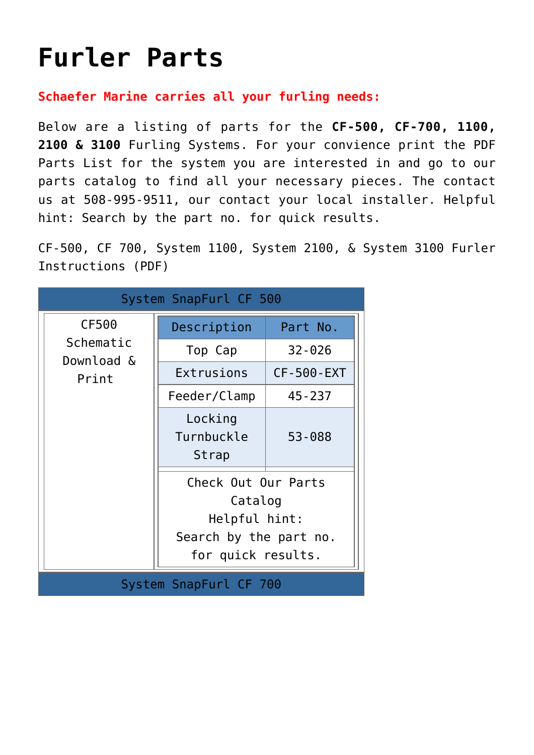# Furler Parts

**Schaefer Marine carries all your furling needs:**

Below are a listing of parts for the **CF-500, CF-700, 1100, 2100 & 3100** Furling Systems. For your convience print the PDF Parts List for the system you are interested in and go to our parts catalog to find all your necessary pieces. The contact us at 508-995-9511, our contact your local installer. Helpful hint: Search by the part no. for quick results.

CF-500, CF 700, System 1100, System 2100, & System 3100 Furler Instructions (PDF)

**System SnapFurl CF 500**

CF500 Schematic Download & Print

| Description | Part No. |
| --- | --- |
| Top Cap | 32-026 |
| Extrusions | CF-500-EXT |
| Feeder/Clamp | 45-237 |
| Locking Turnbuckle Strap | 53-088 |

Check Out Our Parts Catalog
Helpful hint:
Search by the part no. for quick results.

**System SnapFurl CF 700**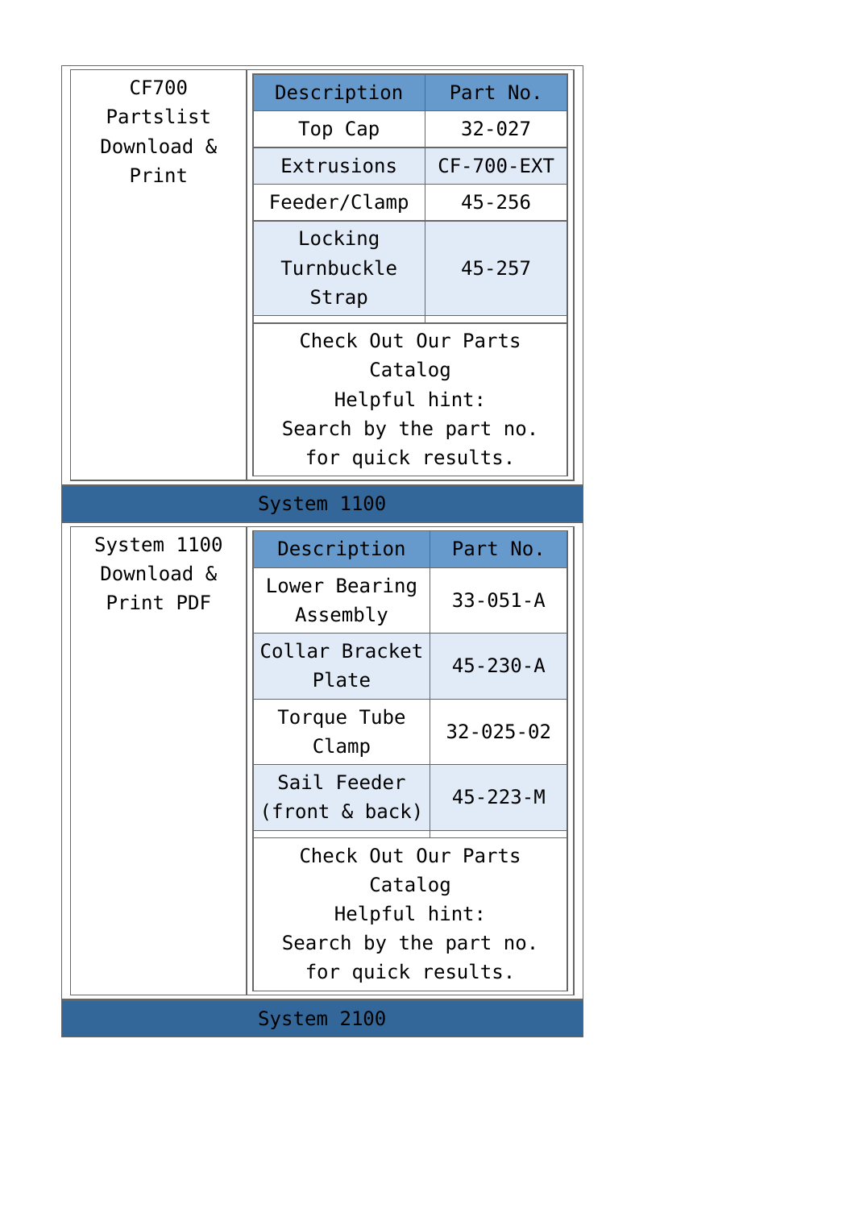CF700 Partslist Download & Print

| Description | Part No. |
| --- | --- |
| Top Cap | 32-027 |
| Extrusions | CF-700-EXT |
| Feeder/Clamp | 45-256 |
| Locking Turnbuckle Strap | 45-257 |

Check Out Our Parts Catalog
Helpful hint:
Search by the part no. for quick results.

## System 1100

System 1100 Download & Print PDF

| Description | Part No. |
| --- | --- |
| Lower Bearing Assembly | 33-051-A |
| Collar Bracket Plate | 45-230-A |
| Torque Tube Clamp | 32-025-02 |
| Sail Feeder (front & back) | 45-223-M |

Check Out Our Parts Catalog
Helpful hint:
Search by the part no. for quick results.

## System 2100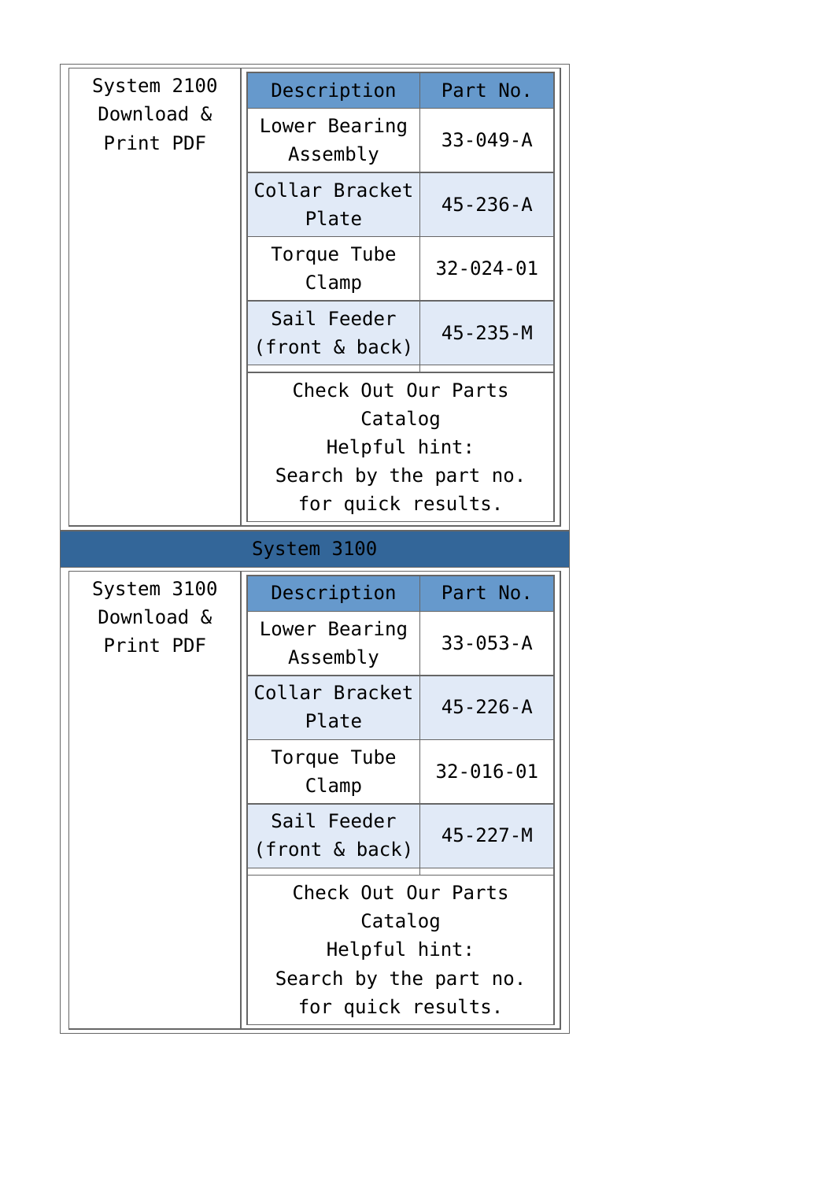System 2100 Download & Print PDF

| Description | Part No. |
|---|---|
| Lower Bearing Assembly | 33-049-A |
| Collar Bracket Plate | 45-236-A |
| Torque Tube Clamp | 32-024-01 |
| Sail Feeder (front & back) | 45-235-M |

Check Out Our Parts Catalog
Helpful hint:
Search by the part no. for quick results.

## System 3100

System 3100 Download & Print PDF

| Description | Part No. |
|---|---|
| Lower Bearing Assembly | 33-053-A |
| Collar Bracket Plate | 45-226-A |
| Torque Tube Clamp | 32-016-01 |
| Sail Feeder (front & back) | 45-227-M |

Check Out Our Parts Catalog
Helpful hint:
Search by the part no. for quick results.